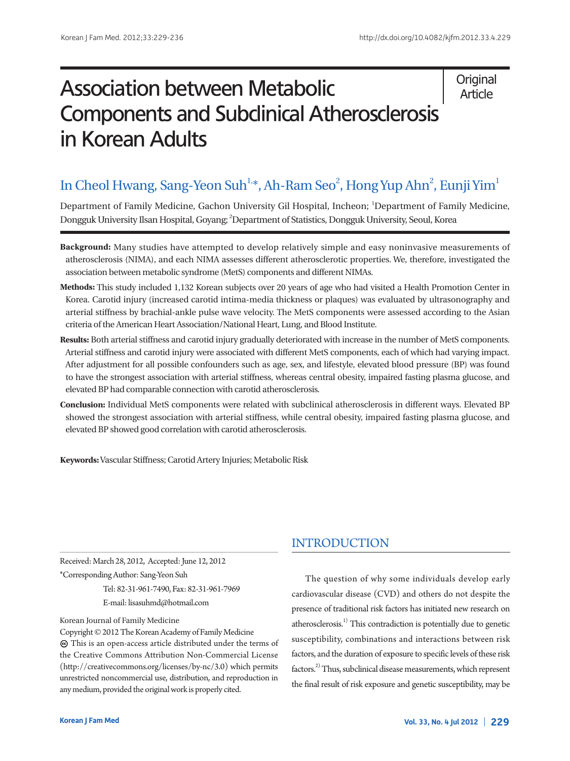Original Article

# Association between Metabolic Components and Subclinical Atherosclerosis in Korean Adults

In Cheol Hwang, Sang-Yeon Suh[1,*], Ah-Ram Seo[2], Hong Yup Ahn[2], Eunji Yim[1]

Department of Family Medicine, Gachon University Gil Hospital, Incheon; [1]Department of Family Medicine, Dongguk University Ilsan Hospital, Goyang; [2]Department of Statistics, Dongguk University, Seoul, Korea

**Background:** Many studies have attempted to develop relatively simple and easy noninvasive measurements of atherosclerosis (NIMA), and each NIMA assesses different atherosclerotic properties. We, therefore, investigated the association between metabolic syndrome (MetS) components and different NIMAs.

**Methods:** This study included 1,132 Korean subjects over 20 years of age who had visited a Health Promotion Center in Korea. Carotid injury (increased carotid intima-media thickness or plaques) was evaluated by ultrasonography and arterial stiffness by brachial-ankle pulse wave velocity. The MetS components were assessed according to the Asian criteria of the American Heart Association/National Heart, Lung, and Blood Institute.

**Results:** Both arterial stiffness and carotid injury gradually deteriorated with increase in the number of MetS components. Arterial stiffness and carotid injury were associated with different MetS components, each of which had varying impact. After adjustment for all possible confounders such as age, sex, and lifestyle, elevated blood pressure (BP) was found to have the strongest association with arterial stiffness, whereas central obesity, impaired fasting plasma glucose, and elevated BP had comparable connection with carotid atherosclerosis.

**Conclusion:** Individual MetS components were related with subclinical atherosclerosis in different ways. Elevated BP showed the strongest association with arterial stiffness, while central obesity, impaired fasting plasma glucose, and elevated BP showed good correlation with carotid atherosclerosis.

**Keywords:** Vascular Stiffness; Carotid Artery Injuries; Metabolic Risk

Received: March 28, 2012, Accepted: June 12, 2012

*Corresponding Author: Sang-Yeon Suh

Tel: 82-31-961-7490, Fax: 82-31-961-7969

E-mail: lisasuhmd@hotmail.com

Korean Journal of Family Medicine

Copyright © 2012 The Korean Academy of Family Medicine

This is an open-access article distributed under the terms of the Creative Commons Attribution Non-Commercial License (http://creativecommons.org/licenses/by-nc/3.0) which permits unrestricted noncommercial use, distribution, and reproduction in any medium, provided the original work is properly cited.

## INTRODUCTION

The question of why some individuals develop early cardiovascular disease (CVD) and others do not despite the presence of traditional risk factors has initiated new research on atherosclerosis.[1)] This contradiction is potentially due to genetic susceptibility, combinations and interactions between risk factors, and the duration of exposure to specific levels of these risk factors.[2)] Thus, subclinical disease measurements, which represent the final result of risk exposure and genetic susceptibility, may be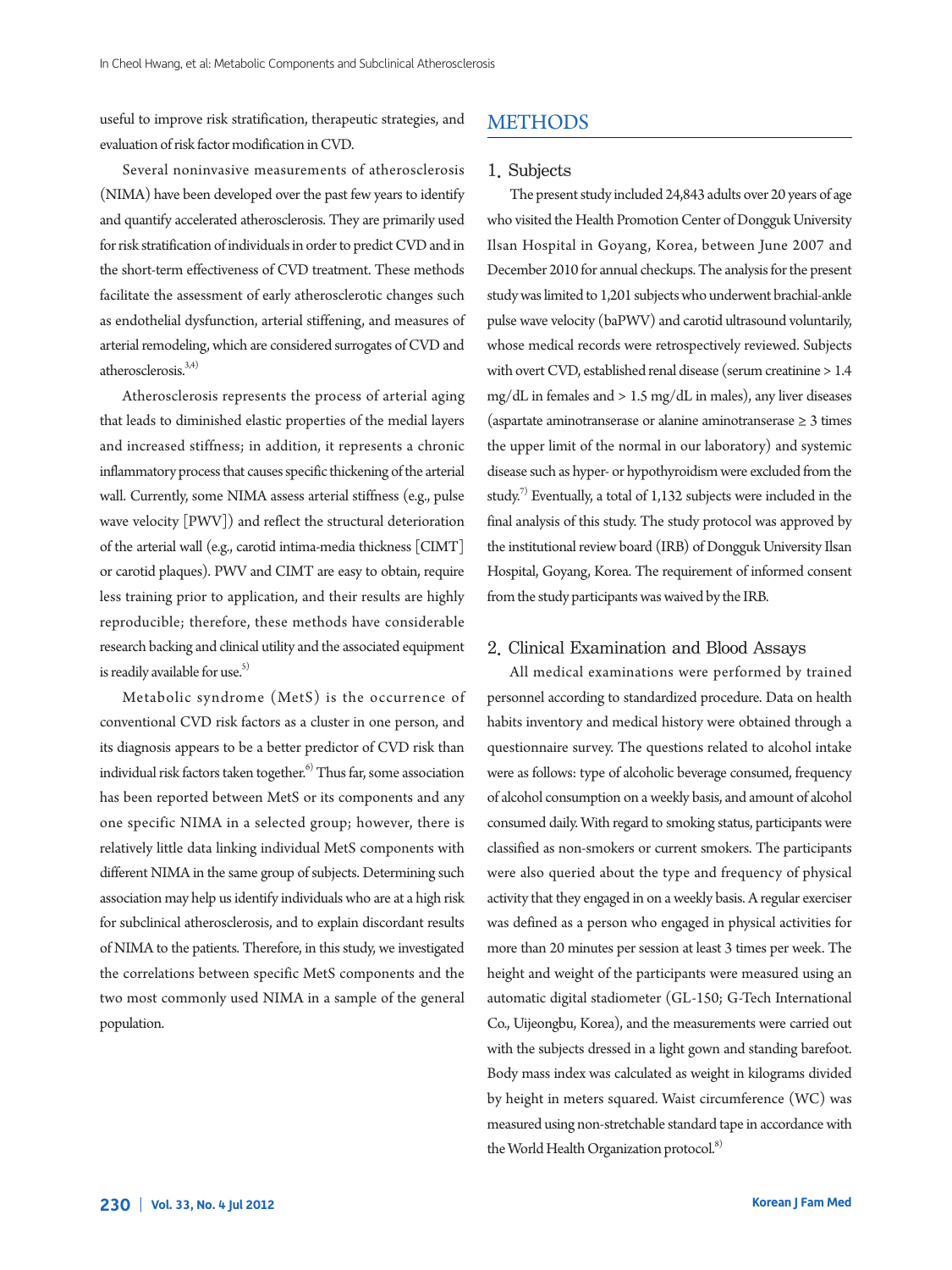useful to improve risk stratification, therapeutic strategies, and evaluation of risk factor modification in CVD.

Several noninvasive measurements of atherosclerosis (NIMA) have been developed over the past few years to identify and quantify accelerated atherosclerosis. They are primarily used for risk stratification of individuals in order to predict CVD and in the short-term effectiveness of CVD treatment. These methods facilitate the assessment of early atherosclerotic changes such as endothelial dysfunction, arterial stiffening, and measures of arterial remodeling, which are considered surrogates of CVD and atherosclerosis.[3,4]

Atherosclerosis represents the process of arterial aging that leads to diminished elastic properties of the medial layers and increased stiffness; in addition, it represents a chronic inflammatory process that causes specific thickening of the arterial wall. Currently, some NIMA assess arterial stiffness (e.g., pulse wave velocity [PWV]) and reflect the structural deterioration of the arterial wall (e.g., carotid intima-media thickness [CIMT] or carotid plaques). PWV and CIMT are easy to obtain, require less training prior to application, and their results are highly reproducible; therefore, these methods have considerable research backing and clinical utility and the associated equipment is readily available for use.[5]

Metabolic syndrome (MetS) is the occurrence of conventional CVD risk factors as a cluster in one person, and its diagnosis appears to be a better predictor of CVD risk than individual risk factors taken together.[6] Thus far, some association has been reported between MetS or its components and any one specific NIMA in a selected group; however, there is relatively little data linking individual MetS components with different NIMA in the same group of subjects. Determining such association may help us identify individuals who are at a high risk for subclinical atherosclerosis, and to explain discordant results of NIMA to the patients. Therefore, in this study, we investigated the correlations between specific MetS components and the two most commonly used NIMA in a sample of the general population.

# METHODS

## 1. Subjects

The present study included 24,843 adults over 20 years of age who visited the Health Promotion Center of Dongguk University Ilsan Hospital in Goyang, Korea, between June 2007 and December 2010 for annual checkups. The analysis for the present study was limited to 1,201 subjects who underwent brachial-ankle pulse wave velocity (baPWV) and carotid ultrasound voluntarily, whose medical records were retrospectively reviewed. Subjects with overt CVD, established renal disease (serum creatinine > 1.4 mg/dL in females and > 1.5 mg/dL in males), any liver diseases (aspartate aminotransferase or alanine aminotransferase ≥ 3 times the upper limit of the normal in our laboratory) and systemic disease such as hyper- or hypothyroidism were excluded from the study.[7] Eventually, a total of 1,132 subjects were included in the final analysis of this study. The study protocol was approved by the institutional review board (IRB) of Dongguk University Ilsan Hospital, Goyang, Korea. The requirement of informed consent from the study participants was waived by the IRB.

## 2. Clinical Examination and Blood Assays

All medical examinations were performed by trained personnel according to standardized procedure. Data on health habits inventory and medical history were obtained through a questionnaire survey. The questions related to alcohol intake were as follows: type of alcoholic beverage consumed, frequency of alcohol consumption on a weekly basis, and amount of alcohol consumed daily. With regard to smoking status, participants were classified as non-smokers or current smokers. The participants were also queried about the type and frequency of physical activity that they engaged in on a weekly basis. A regular exerciser was defined as a person who engaged in physical activities for more than 20 minutes per session at least 3 times per week. The height and weight of the participants were measured using an automatic digital stadiometer (GL-150; G-Tech International Co., Uijeongbu, Korea), and the measurements were carried out with the subjects dressed in a light gown and standing barefoot. Body mass index was calculated as weight in kilograms divided by height in meters squared. Waist circumference (WC) was measured using non-stretchable standard tape in accordance with the World Health Organization protocol.[8]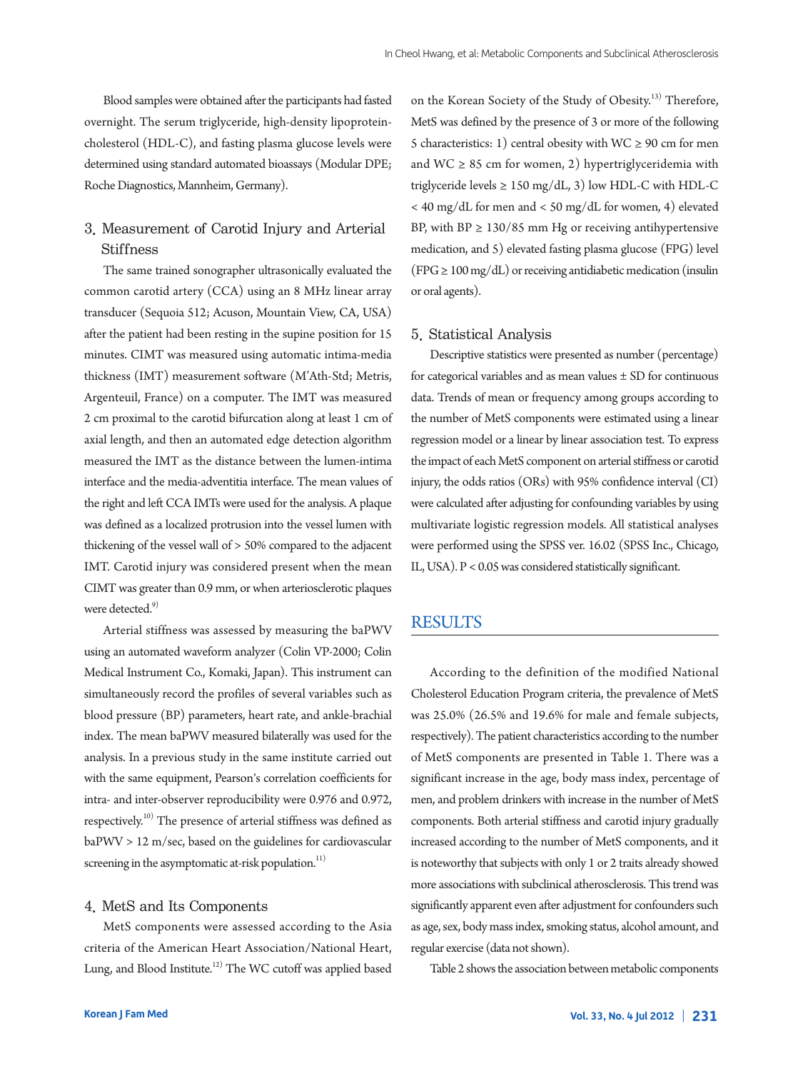Blood samples were obtained after the participants had fasted overnight. The serum triglyceride, high-density lipoprotein-cholesterol (HDL-C), and fasting plasma glucose levels were determined using standard automated bioassays (Modular DPE; Roche Diagnostics, Mannheim, Germany).

### 3. Measurement of Carotid Injury and Arterial Stiffness

The same trained sonographer ultrasonically evaluated the common carotid artery (CCA) using an 8 MHz linear array transducer (Sequoia 512; Acuson, Mountain View, CA, USA) after the patient had been resting in the supine position for 15 minutes. CIMT was measured using automatic intima-media thickness (IMT) measurement software (M'Ath-Std; Metris, Argenteuil, France) on a computer. The IMT was measured 2 cm proximal to the carotid bifurcation along at least 1 cm of axial length, and then an automated edge detection algorithm measured the IMT as the distance between the lumen-intima interface and the media-adventitia interface. The mean values of the right and left CCA IMTs were used for the analysis. A plaque was defined as a localized protrusion into the vessel lumen with thickening of the vessel wall of > 50% compared to the adjacent IMT. Carotid injury was considered present when the mean CIMT was greater than 0.9 mm, or when arteriosclerotic plaques were detected.[9]

Arterial stiffness was assessed by measuring the baPWV using an automated waveform analyzer (Colin VP-2000; Colin Medical Instrument Co., Komaki, Japan). This instrument can simultaneously record the profiles of several variables such as blood pressure (BP) parameters, heart rate, and ankle-brachial index. The mean baPWV measured bilaterally was used for the analysis. In a previous study in the same institute carried out with the same equipment, Pearson's correlation coefficients for intra- and inter-observer reproducibility were 0.976 and 0.972, respectively.[10] The presence of arterial stiffness was defined as baPWV > 12 m/sec, based on the guidelines for cardiovascular screening in the asymptomatic at-risk population.[11]

### 4. MetS and Its Components

MetS components were assessed according to the Asia criteria of the American Heart Association/National Heart, Lung, and Blood Institute.[12] The WC cutoff was applied based on the Korean Society of the Study of Obesity.[13] Therefore, MetS was defined by the presence of 3 or more of the following 5 characteristics: 1) central obesity with WC ≥ 90 cm for men and WC ≥ 85 cm for women, 2) hypertriglyceridemia with triglyceride levels ≥ 150 mg/dL, 3) low HDL-C with HDL-C < 40 mg/dL for men and < 50 mg/dL for women, 4) elevated BP, with BP ≥ 130/85 mm Hg or receiving antihypertensive medication, and 5) elevated fasting plasma glucose (FPG) level (FPG ≥ 100 mg/dL) or receiving antidiabetic medication (insulin or oral agents).

### 5. Statistical Analysis

Descriptive statistics were presented as number (percentage) for categorical variables and as mean values ± SD for continuous data. Trends of mean or frequency among groups according to the number of MetS components were estimated using a linear regression model or a linear by linear association test. To express the impact of each MetS component on arterial stiffness or carotid injury, the odds ratios (ORs) with 95% confidence interval (CI) were calculated after adjusting for confounding variables by using multivariate logistic regression models. All statistical analyses were performed using the SPSS ver. 16.02 (SPSS Inc., Chicago, IL, USA). $P < 0.05$ was considered statistically significant.

## RESULTS

According to the definition of the modified National Cholesterol Education Program criteria, the prevalence of MetS was 25.0% (26.5% and 19.6% for male and female subjects, respectively). The patient characteristics according to the number of MetS components are presented in Table 1. There was a significant increase in the age, body mass index, percentage of men, and problem drinkers with increase in the number of MetS components. Both arterial stiffness and carotid injury gradually increased according to the number of MetS components, and it is noteworthy that subjects with only 1 or 2 traits already showed more associations with subclinical atherosclerosis. This trend was significantly apparent even after adjustment for confounders such as age, sex, body mass index, smoking status, alcohol amount, and regular exercise (data not shown).

Table 2 shows the association between metabolic components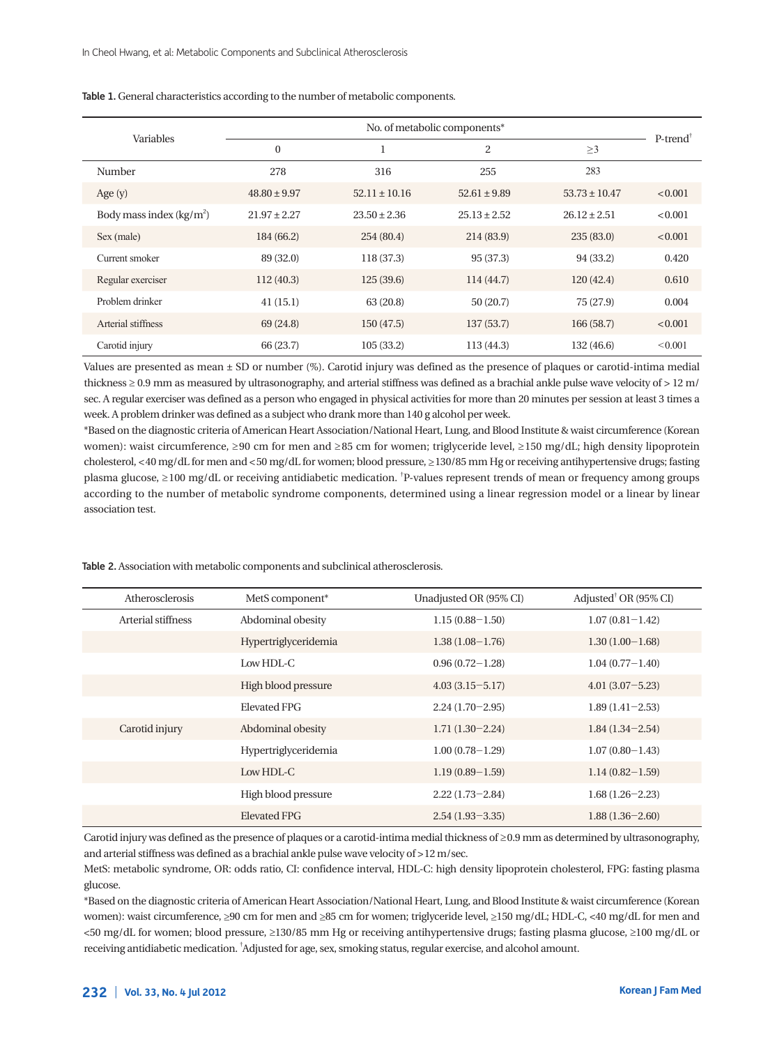**Table 1.** General characteristics according to the number of metabolic components.

| Variables | No. of metabolic components* | | | | P-trend[†] |
|---|---|---|---|---|---|
| | 0 | 1 | 2 | ≥3 | |
| Number | 278 | 316 | 255 | 283 | |
| Age (y) | 48.80 ± 9.97 | 52.11 ± 10.16 | 52.61 ± 9.89 | 53.73 ± 10.47 | <0.001 |
| Body mass index (kg/m$^2$) | 21.97 ± 2.27 | 23.50 ± 2.36 | 25.13 ± 2.52 | 26.12 ± 2.51 | <0.001 |
| Sex (male) | 184 (66.2) | 254 (80.4) | 214 (83.9) | 235 (83.0) | <0.001 |
| Current smoker | 89 (32.0) | 118 (37.3) | 95 (37.3) | 94 (33.2) | 0.420 |
| Regular exerciser | 112 (40.3) | 125 (39.6) | 114 (44.7) | 120 (42.4) | 0.610 |
| Problem drinker | 41 (15.1) | 63 (20.8) | 50 (20.7) | 75 (27.9) | 0.004 |
| Arterial stiffness | 69 (24.8) | 150 (47.5) | 137 (53.7) | 166 (58.7) | <0.001 |
| Carotid injury | 66 (23.7) | 105 (33.2) | 113 (44.3) | 132 (46.6) | <0.001 |

Values are presented as mean ± SD or number (%). Carotid injury was defined as the presence of plaques or carotid-intima medial thickness ≥ 0.9 mm as measured by ultrasonography, and arterial stiffness was defined as a brachial ankle pulse wave velocity of > 12 m/sec. A regular exerciser was defined as a person who engaged in physical activities for more than 20 minutes per session at least 3 times a week. A problem drinker was defined as a subject who drank more than 140 g alcohol per week.

*Based on the diagnostic criteria of American Heart Association/National Heart, Lung, and Blood Institute & waist circumference (Korean women): waist circumference, ≥90 cm for men and ≥85 cm for women; triglyceride level, ≥150 mg/dL; high density lipoprotein cholesterol, <40 mg/dL for men and <50 mg/dL for women; blood pressure, ≥130/85 mm Hg or receiving antihypertensive drugs; fasting plasma glucose, ≥100 mg/dL or receiving antidiabetic medication. [†]P-values represent trends of mean or frequency among groups according to the number of metabolic syndrome components, determined using a linear regression model or a linear by linear association test.

**Table 2.** Association with metabolic components and subclinical atherosclerosis.

| Atherosclerosis | MetS component* | Unadjusted OR (95% CI) | Adjusted[†] OR (95% CI) |
|---|---|---|---|
| Arterial stiffness | Abdominal obesity | 1.15 (0.88−1.50) | 1.07 (0.81−1.42) |
| | Hypertriglyceridemia | 1.38 (1.08−1.76) | 1.30 (1.00−1.68) |
| | Low HDL-C | 0.96 (0.72−1.28) | 1.04 (0.77−1.40) |
| | High blood pressure | 4.03 (3.15−5.17) | 4.01 (3.07−5.23) |
| | Elevated FPG | 2.24 (1.70−2.95) | 1.89 (1.41−2.53) |
| Carotid injury | Abdominal obesity | 1.71 (1.30−2.24) | 1.84 (1.34−2.54) |
| | Hypertriglyceridemia | 1.00 (0.78−1.29) | 1.07 (0.80−1.43) |
| | Low HDL-C | 1.19 (0.89−1.59) | 1.14 (0.82−1.59) |
| | High blood pressure | 2.22 (1.73−2.84) | 1.68 (1.26−2.23) |
| | Elevated FPG | 2.54 (1.93−3.35) | 1.88 (1.36−2.60) |

Carotid injury was defined as the presence of plaques or a carotid-intima medial thickness of ≥0.9 mm as determined by ultrasonography, and arterial stiffness was defined as a brachial ankle pulse wave velocity of >12 m/sec.

MetS: metabolic syndrome, OR: odds ratio, CI: confidence interval, HDL-C: high density lipoprotein cholesterol, FPG: fasting plasma glucose.

*Based on the diagnostic criteria of American Heart Association/National Heart, Lung, and Blood Institute & waist circumference (Korean women): waist circumference, ≥90 cm for men and ≥85 cm for women; triglyceride level, ≥150 mg/dL; HDL-C, <40 mg/dL for men and <50 mg/dL for women; blood pressure, ≥130/85 mm Hg or receiving antihypertensive drugs; fasting plasma glucose, ≥100 mg/dL or receiving antidiabetic medication. [†]Adjusted for age, sex, smoking status, regular exercise, and alcohol amount.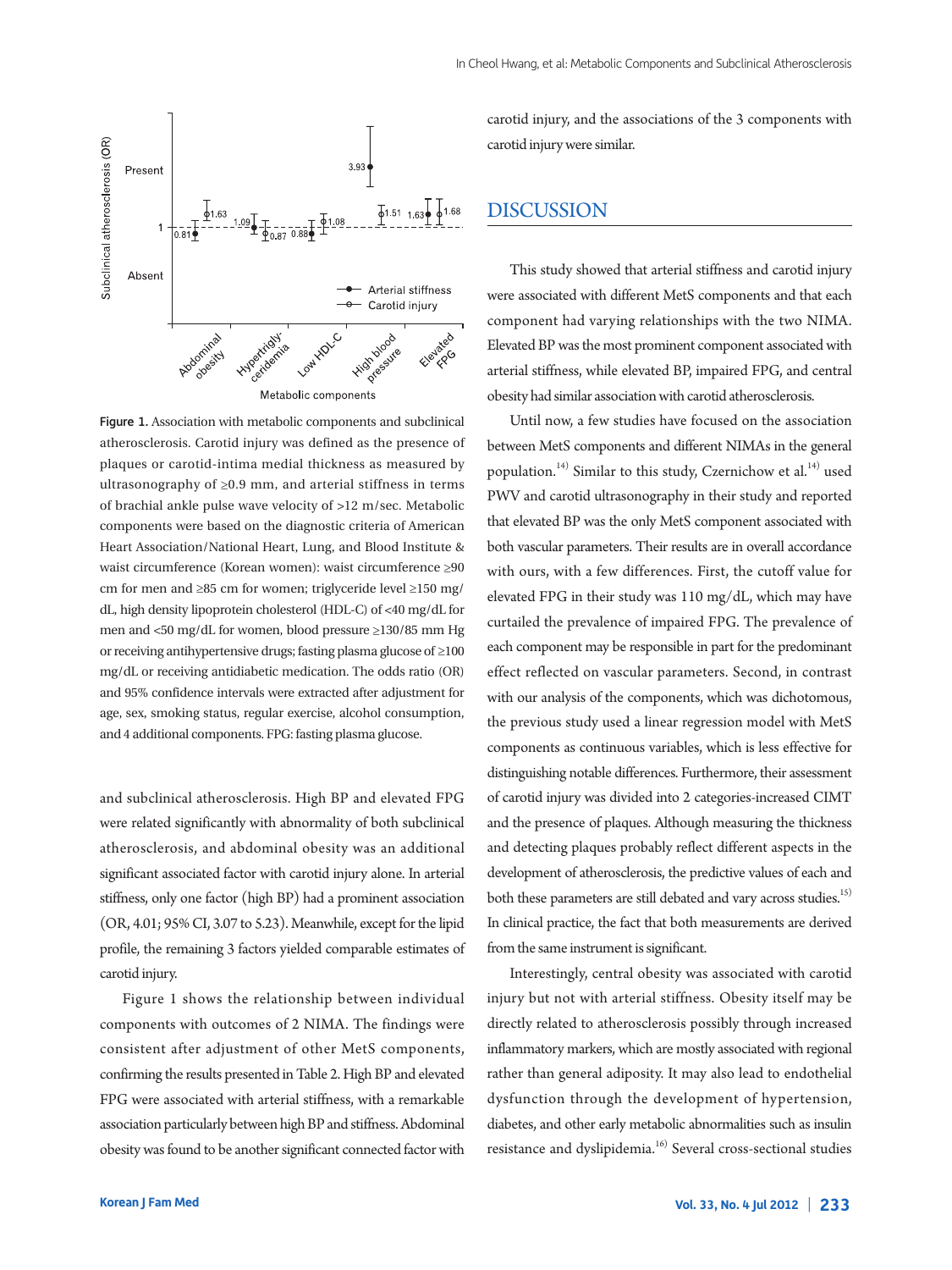Subclinical atherosclerosis (OR)

Present

1

Absent

3.93

1.63

1.09

0.87

0.81

0.88

1.08

1.51

1.63

1.68

Arterial stiffness

Carotid injury

Abdominal obesity

Hypertriglyceridemia

Low HDL-C

High blood pressure

Elevated FPG

Metabolic components

**Figure 1.** Association with metabolic components and subclinical atherosclerosis. Carotid injury was defined as the presence of plaques or carotid-intima medial thickness as measured by ultrasonography of ≥0.9 mm, and arterial stiffness in terms of brachial ankle pulse wave velocity of >12 m/sec. Metabolic components were based on the diagnostic criteria of American Heart Association/National Heart, Lung, and Blood Institute & waist circumference (Korean women): waist circumference ≥90 cm for men and ≥85 cm for women; triglyceride level ≥150 mg/dL, high density lipoprotein cholesterol (HDL-C) of <40 mg/dL for men and <50 mg/dL for women, blood pressure ≥130/85 mm Hg or receiving antihypertensive drugs; fasting plasma glucose of ≥100 mg/dL or receiving antidiabetic medication. The odds ratio (OR) and 95% confidence intervals were extracted after adjustment for age, sex, smoking status, regular exercise, alcohol consumption, and 4 additional components. FPG: fasting plasma glucose.

and subclinical atherosclerosis. High BP and elevated FPG were related significantly with abnormality of both subclinical atherosclerosis, and abdominal obesity was an additional significant associated factor with carotid injury alone. In arterial stiffness, only one factor (high BP) had a prominent association (OR, 4.01; 95% CI, 3.07 to 5.23). Meanwhile, except for the lipid profile, the remaining 3 factors yielded comparable estimates of carotid injury.

Figure 1 shows the relationship between individual components with outcomes of 2 NIMA. The findings were consistent after adjustment of other MetS components, confirming the results presented in Table 2. High BP and elevated FPG were associated with arterial stiffness, with a remarkable association particularly between high BP and stiffness. Abdominal obesity was found to be another significant connected factor with carotid injury, and the associations of the 3 components with carotid injury were similar.

## DISCUSSION

This study showed that arterial stiffness and carotid injury were associated with different MetS components and that each component had varying relationships with the two NIMA. Elevated BP was the most prominent component associated with arterial stiffness, while elevated BP, impaired FPG, and central obesity had similar association with carotid atherosclerosis.

Until now, a few studies have focused on the association between MetS components and different NIMAs in the general population.[14] Similar to this study, Czernichow et al.[14] used PWV and carotid ultrasonography in their study and reported that elevated BP was the only MetS component associated with both vascular parameters. Their results are in overall accordance with ours, with a few differences. First, the cutoff value for elevated FPG in their study was 110 mg/dL, which may have curtailed the prevalence of impaired FPG. The prevalence of each component may be responsible in part for the predominant effect reflected on vascular parameters. Second, in contrast with our analysis of the components, which was dichotomous, the previous study used a linear regression model with MetS components as continuous variables, which is less effective for distinguishing notable differences. Furthermore, their assessment of carotid injury was divided into 2 categories-increased CIMT and the presence of plaques. Although measuring the thickness and detecting plaques probably reflect different aspects in the development of atherosclerosis, the predictive values of each and both these parameters are still debated and vary across studies.[15] In clinical practice, the fact that both measurements are derived from the same instrument is significant.

Interestingly, central obesity was associated with carotid injury but not with arterial stiffness. Obesity itself may be directly related to atherosclerosis possibly through increased inflammatory markers, which are mostly associated with regional rather than general adiposity. It may also lead to endothelial dysfunction through the development of hypertension, diabetes, and other early metabolic abnormalities such as insulin resistance and dyslipidemia.[16] Several cross-sectional studies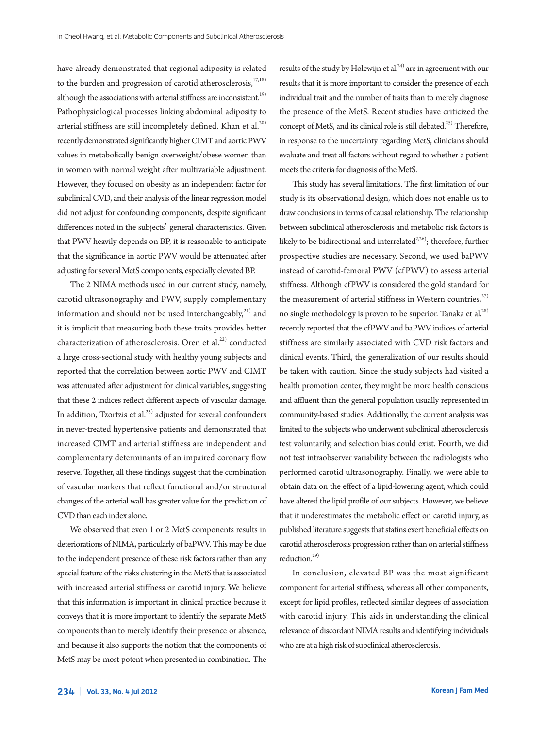have already demonstrated that regional adiposity is related to the burden and progression of carotid atherosclerosis,[17,18] although the associations with arterial stiffness are inconsistent.[19] Pathophysiological processes linking abdominal adiposity to arterial stiffness are still incompletely defined. Khan et al.[20] recently demonstrated significantly higher CIMT and aortic PWV values in metabolically benign overweight/obese women than in women with normal weight after multivariable adjustment. However, they focused on obesity as an independent factor for subclinical CVD, and their analysis of the linear regression model did not adjust for confounding components, despite significant differences noted in the subjects' general characteristics. Given that PWV heavily depends on BP, it is reasonable to anticipate that the significance in aortic PWV would be attenuated after adjusting for several MetS components, especially elevated BP.

The 2 NIMA methods used in our current study, namely, carotid ultrasonography and PWV, supply complementary information and should not be used interchangeably,[21] and it is implicit that measuring both these traits provides better characterization of atherosclerosis. Oren et al.[22] conducted a large cross-sectional study with healthy young subjects and reported that the correlation between aortic PWV and CIMT was attenuated after adjustment for clinical variables, suggesting that these 2 indices reflect different aspects of vascular damage. In addition, Tzortzis et al.[23] adjusted for several confounders in never-treated hypertensive patients and demonstrated that increased CIMT and arterial stiffness are independent and complementary determinants of an impaired coronary flow reserve. Together, all these findings suggest that the combination of vascular markers that reflect functional and/or structural changes of the arterial wall has greater value for the prediction of CVD than each index alone.

We observed that even 1 or 2 MetS components results in deteriorations of NIMA, particularly of baPWV. This may be due to the independent presence of these risk factors rather than any special feature of the risks clustering in the MetS that is associated with increased arterial stiffness or carotid injury. We believe that this information is important in clinical practice because it conveys that it is more important to identify the separate MetS components than to merely identify their presence or absence, and because it also supports the notion that the components of MetS may be most potent when presented in combination. The results of the study by Holewijn et al.[24] are in agreement with our results that it is more important to consider the presence of each individual trait and the number of traits than to merely diagnose the presence of the MetS. Recent studies have criticized the concept of MetS, and its clinical role is still debated.[25] Therefore, in response to the uncertainty regarding MetS, clinicians should evaluate and treat all factors without regard to whether a patient meets the criteria for diagnosis of the MetS.

This study has several limitations. The first limitation of our study is its observational design, which does not enable us to draw conclusions in terms of causal relationship. The relationship between subclinical atherosclerosis and metabolic risk factors is likely to be bidirectional and interrelated[2,26]; therefore, further prospective studies are necessary. Second, we used baPWV instead of carotid-femoral PWV (cfPWV) to assess arterial stiffness. Although cfPWV is considered the gold standard for the measurement of arterial stiffness in Western countries,[27] no single methodology is proven to be superior. Tanaka et al.[28] recently reported that the cfPWV and baPWV indices of arterial stiffness are similarly associated with CVD risk factors and clinical events. Third, the generalization of our results should be taken with caution. Since the study subjects had visited a health promotion center, they might be more health conscious and affluent than the general population usually represented in community-based studies. Additionally, the current analysis was limited to the subjects who underwent subclinical atherosclerosis test voluntarily, and selection bias could exist. Fourth, we did not test intraobserver variability between the radiologists who performed carotid ultrasonography. Finally, we were able to obtain data on the effect of a lipid-lowering agent, which could have altered the lipid profile of our subjects. However, we believe that it underestimates the metabolic effect on carotid injury, as published literature suggests that statins exert beneficial effects on carotid atherosclerosis progression rather than on arterial stiffness reduction.[29]

In conclusion, elevated BP was the most significant component for arterial stiffness, whereas all other components, except for lipid profiles, reflected similar degrees of association with carotid injury. This aids in understanding the clinical relevance of discordant NIMA results and identifying individuals who are at a high risk of subclinical atherosclerosis.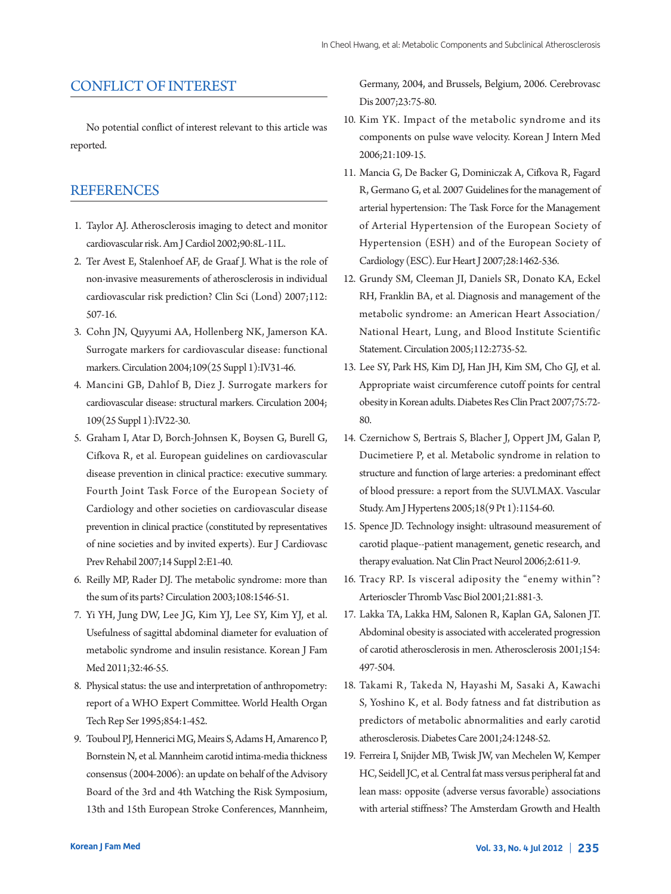## CONFLICT OF INTEREST

No potential conflict of interest relevant to this article was reported.

## REFERENCES

1. Taylor AJ. Atherosclerosis imaging to detect and monitor cardiovascular risk. Am J Cardiol 2002;90:8L-11L.
2. Ter Avest E, Stalenhoef AF, de Graaf J. What is the role of non-invasive measurements of atherosclerosis in individual cardiovascular risk prediction? Clin Sci (Lond) 2007;112:507-16.
3. Cohn JN, Quyyumi AA, Hollenberg NK, Jamerson KA. Surrogate markers for cardiovascular disease: functional markers. Circulation 2004;109(25 Suppl 1):IV31-46.
4. Mancini GB, Dahlof B, Diez J. Surrogate markers for cardiovascular disease: structural markers. Circulation 2004;109(25 Suppl 1):IV22-30.
5. Graham I, Atar D, Borch-Johnsen K, Boysen G, Burell G, Cifkova R, et al. European guidelines on cardiovascular disease prevention in clinical practice: executive summary. Fourth Joint Task Force of the European Society of Cardiology and other societies on cardiovascular disease prevention in clinical practice (constituted by representatives of nine societies and by invited experts). Eur J Cardiovasc Prev Rehabil 2007;14 Suppl 2:E1-40.
6. Reilly MP, Rader DJ. The metabolic syndrome: more than the sum of its parts? Circulation 2003;108:1546-51.
7. Yi YH, Jung DW, Lee JG, Kim YJ, Lee SY, Kim YJ, et al. Usefulness of sagittal abdominal diameter for evaluation of metabolic syndrome and insulin resistance. Korean J Fam Med 2011;32:46-55.
8. Physical status: the use and interpretation of anthropometry: report of a WHO Expert Committee. World Health Organ Tech Rep Ser 1995;854:1-452.
9. Touboul PJ, Hennerici MG, Meairs S, Adams H, Amarenco P, Bornstein N, et al. Mannheim carotid intima-media thickness consensus (2004-2006): an update on behalf of the Advisory Board of the 3rd and 4th Watching the Risk Symposium, 13th and 15th European Stroke Conferences, Mannheim, Germany, 2004, and Brussels, Belgium, 2006. Cerebrovasc Dis 2007;23:75-80.
10. Kim YK. Impact of the metabolic syndrome and its components on pulse wave velocity. Korean J Intern Med 2006;21:109-15.
11. Mancia G, De Backer G, Dominiczak A, Cifkova R, Fagard R, Germano G, et al. 2007 Guidelines for the management of arterial hypertension: The Task Force for the Management of Arterial Hypertension of the European Society of Hypertension (ESH) and of the European Society of Cardiology (ESC). Eur Heart J 2007;28:1462-536.
12. Grundy SM, Cleeman JI, Daniels SR, Donato KA, Eckel RH, Franklin BA, et al. Diagnosis and management of the metabolic syndrome: an American Heart Association/National Heart, Lung, and Blood Institute Scientific Statement. Circulation 2005;112:2735-52.
13. Lee SY, Park HS, Kim DJ, Han JH, Kim SM, Cho GJ, et al. Appropriate waist circumference cutoff points for central obesity in Korean adults. Diabetes Res Clin Pract 2007;75:72-80.
14. Czernichow S, Bertrais S, Blacher J, Oppert JM, Galan P, Ducimetiere P, et al. Metabolic syndrome in relation to structure and function of large arteries: a predominant effect of blood pressure: a report from the SU.VI.MAX. Vascular Study. Am J Hypertens 2005;18(9 Pt 1):1154-60.
15. Spence JD. Technology insight: ultrasound measurement of carotid plaque--patient management, genetic research, and therapy evaluation. Nat Clin Pract Neurol 2006;2:611-9.
16. Tracy RP. Is visceral adiposity the "enemy within"? Arterioscler Thromb Vasc Biol 2001;21:881-3.
17. Lakka TA, Lakka HM, Salonen R, Kaplan GA, Salonen JT. Abdominal obesity is associated with accelerated progression of carotid atherosclerosis in men. Atherosclerosis 2001;154:497-504.
18. Takami R, Takeda N, Hayashi M, Sasaki A, Kawachi S, Yoshino K, et al. Body fatness and fat distribution as predictors of metabolic abnormalities and early carotid atherosclerosis. Diabetes Care 2001;24:1248-52.
19. Ferreira I, Snijder MB, Twisk JW, van Mechelen W, Kemper HC, Seidell JC, et al. Central fat mass versus peripheral fat and lean mass: opposite (adverse versus favorable) associations with arterial stiffness? The Amsterdam Growth and Health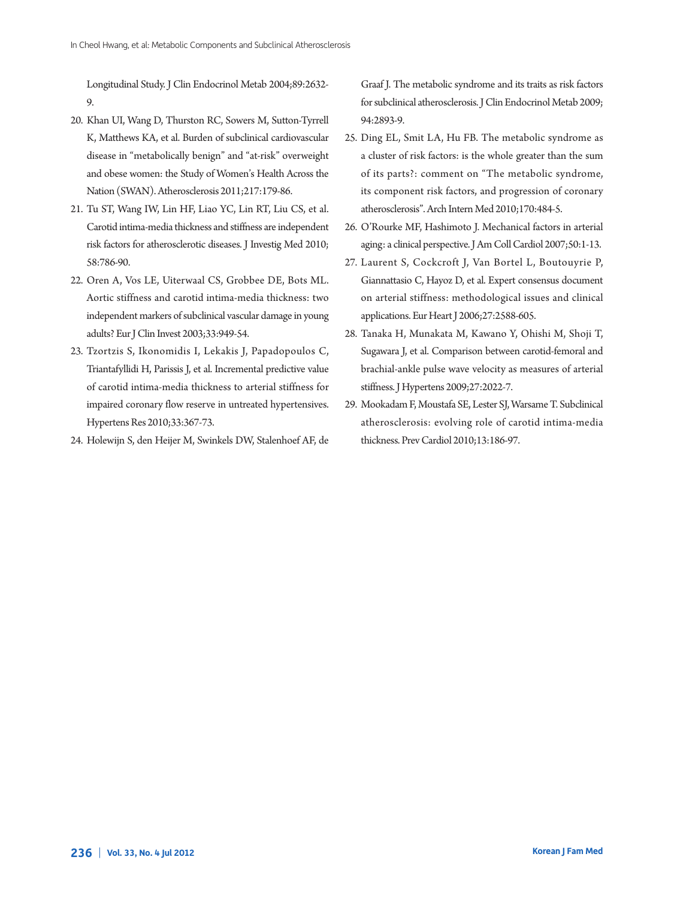Longitudinal Study. J Clin Endocrinol Metab 2004;89:2632-9.

20. Khan UI, Wang D, Thurston RC, Sowers M, Sutton-Tyrrell K, Matthews KA, et al. Burden of subclinical cardiovascular disease in “metabolically benign” and “at-risk” overweight and obese women: the Study of Women’s Health Across the Nation (SWAN). Atherosclerosis 2011;217:179-86.
21. Tu ST, Wang IW, Lin HF, Liao YC, Lin RT, Liu CS, et al. Carotid intima-media thickness and stiffness are independent risk factors for atherosclerotic diseases. J Investig Med 2010;58:786-90.
22. Oren A, Vos LE, Uiterwaal CS, Grobbee DE, Bots ML. Aortic stiffness and carotid intima-media thickness: two independent markers of subclinical vascular damage in young adults? Eur J Clin Invest 2003;33:949-54.
23. Tzortzis S, Ikonomidis I, Lekakis J, Papadopoulos C, Triantafyllidi H, Parissis J, et al. Incremental predictive value of carotid intima-media thickness to arterial stiffness for impaired coronary flow reserve in untreated hypertensives. Hypertens Res 2010;33:367-73.
24. Holewijn S, den Heijer M, Swinkels DW, Stalenhoef AF, de Graaf J. The metabolic syndrome and its traits as risk factors for subclinical atherosclerosis. J Clin Endocrinol Metab 2009;94:2893-9.
25. Ding EL, Smit LA, Hu FB. The metabolic syndrome as a cluster of risk factors: is the whole greater than the sum of its parts?: comment on “The metabolic syndrome, its component risk factors, and progression of coronary atherosclerosis”. Arch Intern Med 2010;170:484-5.
26. O’Rourke MF, Hashimoto J. Mechanical factors in arterial aging: a clinical perspective. J Am Coll Cardiol 2007;50:1-13.
27. Laurent S, Cockcroft J, Van Bortel L, Boutouyrie P, Giannattasio C, Hayoz D, et al. Expert consensus document on arterial stiffness: methodological issues and clinical applications. Eur Heart J 2006;27:2588-605.
28. Tanaka H, Munakata M, Kawano Y, Ohishi M, Shoji T, Sugawara J, et al. Comparison between carotid-femoral and brachial-ankle pulse wave velocity as measures of arterial stiffness. J Hypertens 2009;27:2022-7.
29. Mookadam F, Moustafa SE, Lester SJ, Warsame T. Subclinical atherosclerosis: evolving role of carotid intima-media thickness. Prev Cardiol 2010;13:186-97.